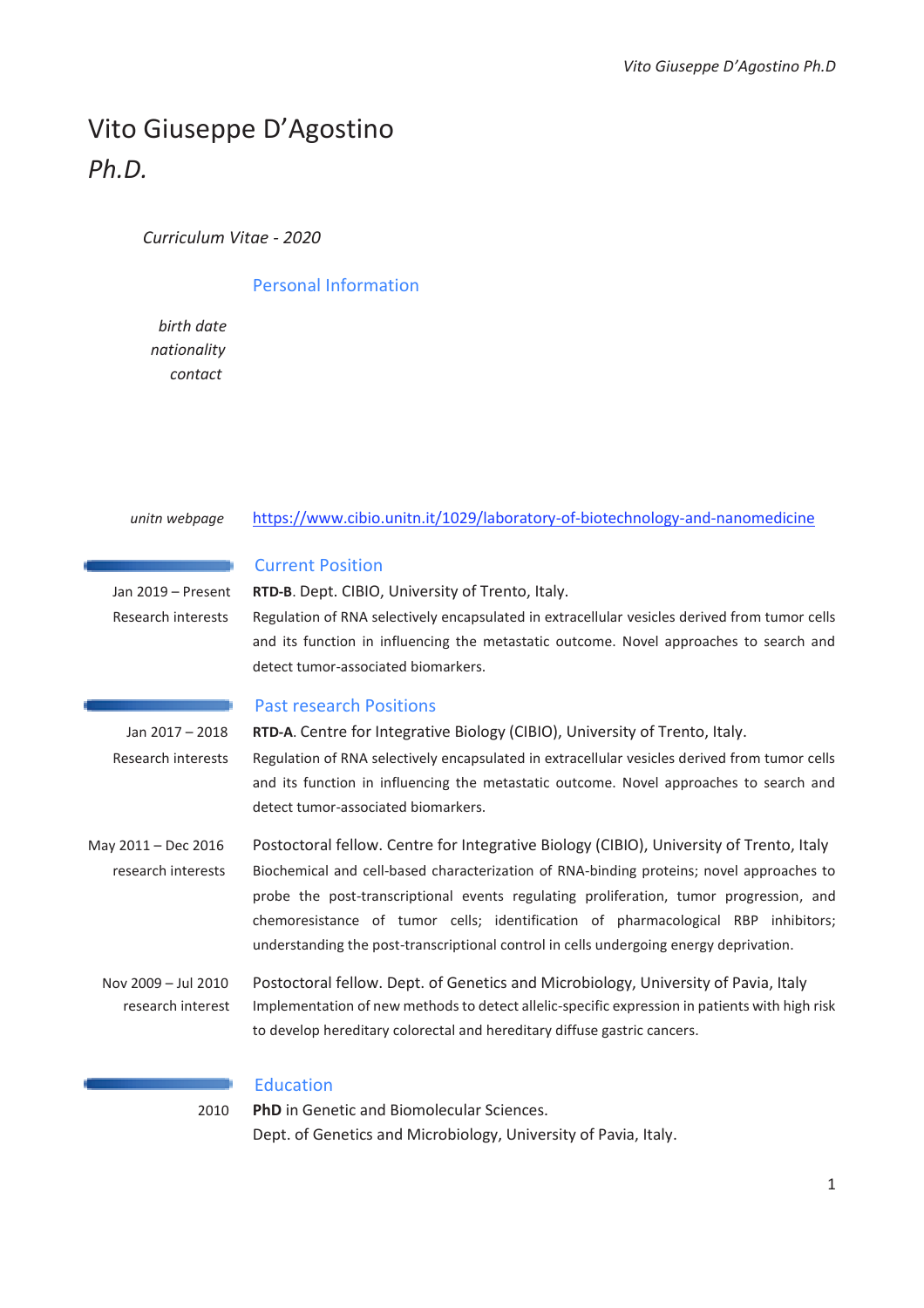# Vito Giuseppe D'Agostino
*Ph.D.*

*Curriculum Vitae - 2020*

## Personal Information

*birth date*

*nationality*

*contact*

*unitn webpage* https://www.cibio.unitn.it/1029/laboratory-of-biotechnology-and-nanomedicine

## Current Position

Jan 2019 – Present — **RTD-B**. Dept. CIBIO, University of Trento, Italy.

Research interests — Regulation of RNA selectively encapsulated in extracellular vesicles derived from tumor cells and its function in influencing the metastatic outcome. Novel approaches to search and detect tumor-associated biomarkers.

## Past research Positions

Jan 2017 – 2018 — **RTD-A**. Centre for Integrative Biology (CIBIO), University of Trento, Italy.

Research interests — Regulation of RNA selectively encapsulated in extracellular vesicles derived from tumor cells and its function in influencing the metastatic outcome. Novel approaches to search and detect tumor-associated biomarkers.

May 2011 – Dec 2016 — Postoctoral fellow. Centre for Integrative Biology (CIBIO), University of Trento, Italy

research interests — Biochemical and cell-based characterization of RNA-binding proteins; novel approaches to probe the post-transcriptional events regulating proliferation, tumor progression, and chemoresistance of tumor cells; identification of pharmacological RBP inhibitors; understanding the post-transcriptional control in cells undergoing energy deprivation.

Nov 2009 – Jul 2010 — Postoctoral fellow. Dept. of Genetics and Microbiology, University of Pavia, Italy

research interest — Implementation of new methods to detect allelic-specific expression in patients with high risk to develop hereditary colorectal and hereditary diffuse gastric cancers.

## Education

2010 — **PhD** in Genetic and Biomolecular Sciences.
Dept. of Genetics and Microbiology, University of Pavia, Italy.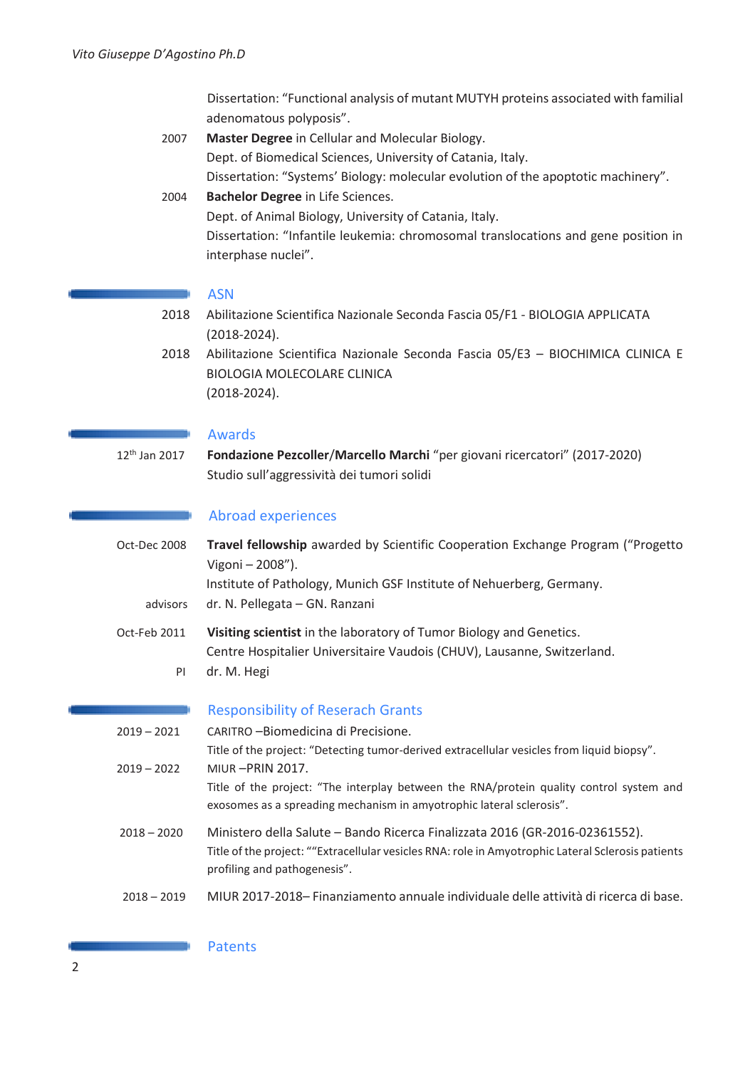Dissertation: "Functional analysis of mutant MUTYH proteins associated with familial adenomatous polyposis".

2007 **Master Degree** in Cellular and Molecular Biology.
Dept. of Biomedical Sciences, University of Catania, Italy.
Dissertation: "Systems' Biology: molecular evolution of the apoptotic machinery".

2004 **Bachelor Degree** in Life Sciences.
Dept. of Animal Biology, University of Catania, Italy.
Dissertation: "Infantile leukemia: chromosomal translocations and gene position in interphase nuclei".

## ASN

2018 Abilitazione Scientifica Nazionale Seconda Fascia 05/F1 - BIOLOGIA APPLICATA (2018-2024).

2018 Abilitazione Scientifica Nazionale Seconda Fascia 05/E3 – BIOCHIMICA CLINICA E BIOLOGIA MOLECOLARE CLINICA
(2018-2024).

## Awards

12th Jan 2017 **Fondazione Pezcoller**/**Marcello Marchi** "per giovani ricercatori" (2017-2020)
Studio sull'aggressività dei tumori solidi

## Abroad experiences

Oct-Dec 2008 **Travel fellowship** awarded by Scientific Cooperation Exchange Program ("Progetto Vigoni – 2008").
Institute of Pathology, Munich GSF Institute of Nehuerberg, Germany.
advisors dr. N. Pellegata – GN. Ranzani

Oct-Feb 2011 **Visiting scientist** in the laboratory of Tumor Biology and Genetics.
Centre Hospitalier Universitaire Vaudois (CHUV), Lausanne, Switzerland.
PI dr. M. Hegi

## Responsibility of Reserach Grants

2019 – 2021 CARITRO –Biomedicina di Precisione.
Title of the project: "Detecting tumor-derived extracellular vesicles from liquid biopsy".

2019 – 2022 MIUR –PRIN 2017.
Title of the project: "The interplay between the RNA/protein quality control system and exosomes as a spreading mechanism in amyotrophic lateral sclerosis".

2018 – 2020 Ministero della Salute – Bando Ricerca Finalizzata 2016 (GR-2016-02361552).
Title of the project: ""Extracellular vesicles RNA: role in Amyotrophic Lateral Sclerosis patients profiling and pathogenesis".

2018 – 2019 MIUR 2017-2018– Finanziamento annuale individuale delle attività di ricerca di base.

## Patents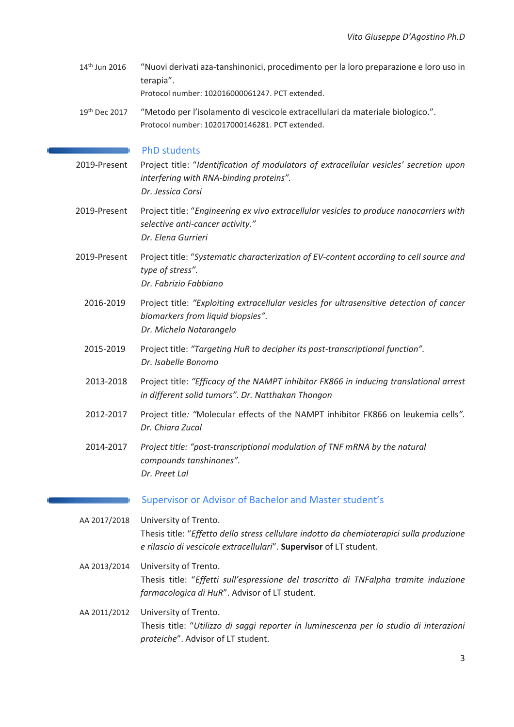14th Jun 2016 — "Nuovi derivati aza-tanshinonici, procedimento per la loro preparazione e loro uso in terapia".
Protocol number: 102016000061247. PCT extended.

19th Dec 2017 — "Metodo per l'isolamento di vescicole extracellulari da materiale biologico.".
Protocol number: 102017000146281. PCT extended.

## PhD students

**2019-Present** — Project title: "*Identification of modulators of extracellular vesicles' secretion upon interfering with RNA-binding proteins*".
*Dr. Jessica Corsi*

**2019-Present** — Project title: "*Engineering ex vivo extracellular vesicles to produce nanocarriers with selective anti-cancer activity.*"
*Dr. Elena Gurrieri*

**2019-Present** — Project title: "*Systematic characterization of EV-content according to cell source and type of stress*".
*Dr. Fabrizio Fabbiano*

**2016-2019** — Project title: *"Exploiting extracellular vesicles for ultrasensitive detection of cancer biomarkers from liquid biopsies"*.
*Dr. Michela Notarangelo*

**2015-2019** — Project title: *"Targeting HuR to decipher its post-transcriptional function"*.
*Dr. Isabelle Bonomo*

**2013-2018** — Project title: *"Efficacy of the NAMPT inhibitor FK866 in inducing translational arrest in different solid tumors". Dr. Natthakan Thongon*

**2012-2017** — Project title*: "*Molecular effects of the NAMPT inhibitor FK866 on leukemia cells*"*.
*Dr. Chiara Zucal*

**2014-2017** — *Project title: "post-transcriptional modulation of TNF mRNA by the natural compounds tanshinones".*
*Dr. Preet Lal*

## Supervisor or Advisor of Bachelor and Master student's

**AA 2017/2018** — University of Trento.
Thesis title: "*Effetto dello stress cellulare indotto da chemioterapici sulla produzione e rilascio di vescicole extracellulari*". **Supervisor** of LT student.

**AA 2013/2014** — University of Trento.
Thesis title: "*Effetti sull'espressione del trascritto di TNFalpha tramite induzione farmacologica di HuR*". Advisor of LT student.

**AA 2011/2012** — University of Trento.
Thesis title: "*Utilizzo di saggi reporter in luminescenza per lo studio di interazioni proteiche*". Advisor of LT student.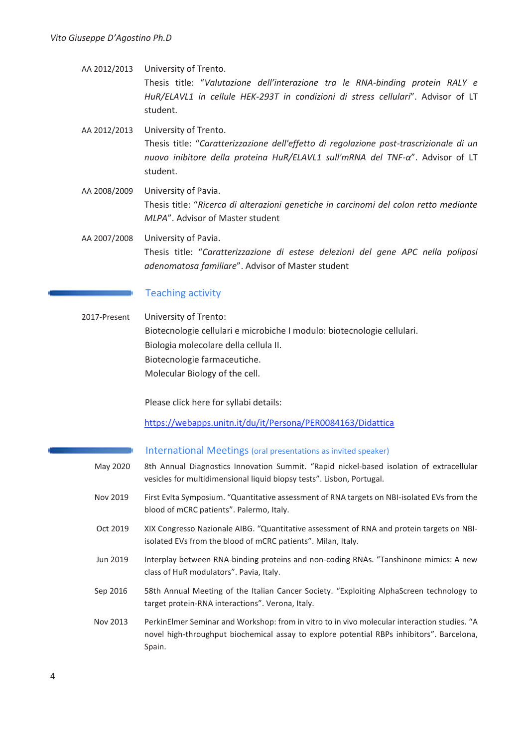AA 2012/2013 University of Trento.
Thesis title: "*Valutazione dell'interazione tra le RNA-binding protein RALY e HuR/ELAVL1 in cellule HEK-293T in condizioni di stress cellulari*". Advisor of LT student.

AA 2012/2013 University of Trento.
Thesis title: "*Caratterizzazione dell'effetto di regolazione post-trascrizionale di un nuovo inibitore della proteina HuR/ELAVL1 sull'mRNA del TNF-α*". Advisor of LT student.

AA 2008/2009 University of Pavia.
Thesis title: "*Ricerca di alterazioni genetiche in carcinomi del colon retto mediante MLPA*". Advisor of Master student

AA 2007/2008 University of Pavia.
Thesis title: "*Caratterizzazione di estese delezioni del gene APC nella poliposi adenomatosa familiare*". Advisor of Master student

## Teaching activity

2017-Present University of Trento:
Biotecnologie cellulari e microbiche I modulo: biotecnologie cellulari.
Biologia molecolare della cellula II.
Biotecnologie farmaceutiche.
Molecular Biology of the cell.

Please click here for syllabi details:

https://webapps.unitn.it/du/it/Persona/PER0084163/Didattica

## International Meetings (oral presentations as invited speaker)

May 2020 8th Annual Diagnostics Innovation Summit. "Rapid nickel-based isolation of extracellular vesicles for multidimensional liquid biopsy tests". Lisbon, Portugal.

Nov 2019 First EvIta Symposium. "Quantitative assessment of RNA targets on NBI-isolated EVs from the blood of mCRC patients". Palermo, Italy.

Oct 2019 XIX Congresso Nazionale AIBG. "Quantitative assessment of RNA and protein targets on NBI-isolated EVs from the blood of mCRC patients". Milan, Italy.

Jun 2019 Interplay between RNA-binding proteins and non-coding RNAs. "Tanshinone mimics: A new class of HuR modulators". Pavia, Italy.

Sep 2016 58th Annual Meeting of the Italian Cancer Society. "Exploiting AlphaScreen technology to target protein-RNA interactions". Verona, Italy.

Nov 2013 PerkinElmer Seminar and Workshop: from in vitro to in vivo molecular interaction studies. "A novel high-throughput biochemical assay to explore potential RBPs inhibitors". Barcelona, Spain.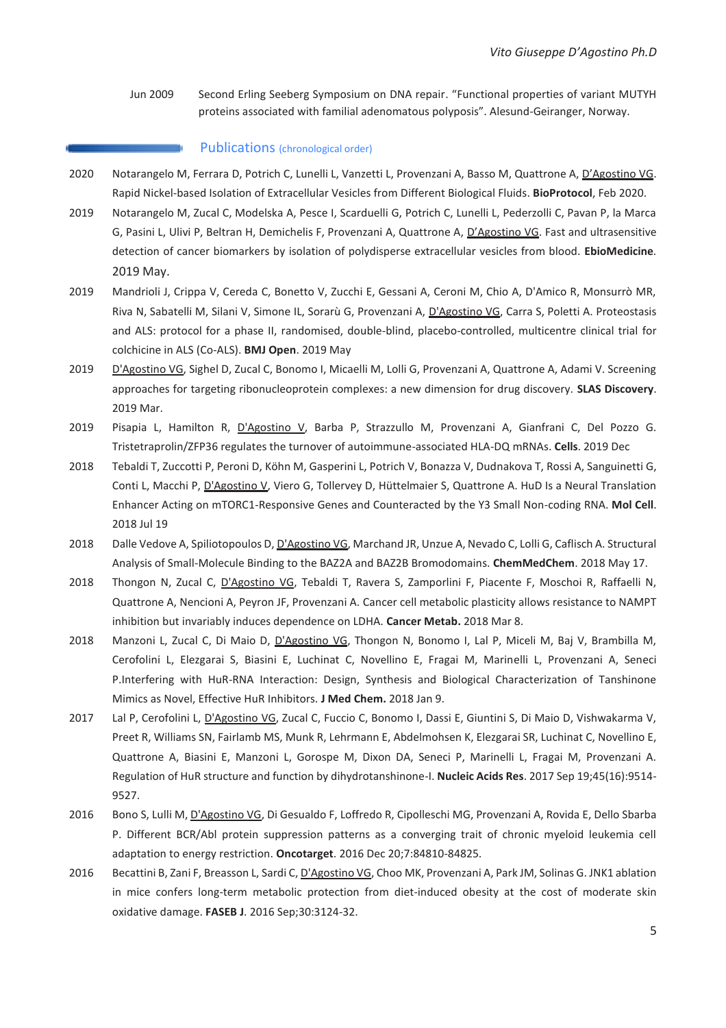Jun 2009 Second Erling Seeberg Symposium on DNA repair. "Functional properties of variant MUTYH proteins associated with familial adenomatous polyposis". Alesund-Geiranger, Norway.

## Publications (chronological order)

2020 Notarangelo M, Ferrara D, Potrich C, Lunelli L, Vanzetti L, Provenzani A, Basso M, Quattrone A, D'Agostino VG. Rapid Nickel-based Isolation of Extracellular Vesicles from Different Biological Fluids. **BioProtocol**, Feb 2020.

2019 Notarangelo M, Zucal C, Modelska A, Pesce I, Scarduelli G, Potrich C, Lunelli L, Pederzolli C, Pavan P, la Marca G, Pasini L, Ulivi P, Beltran H, Demichelis F, Provenzani A, Quattrone A, D'Agostino VG. Fast and ultrasensitive detection of cancer biomarkers by isolation of polydisperse extracellular vesicles from blood. **EbioMedicine**. 2019 May.

2019 Mandrioli J, Crippa V, Cereda C, Bonetto V, Zucchi E, Gessani A, Ceroni M, Chio A, D'Amico R, Monsurrò MR, Riva N, Sabatelli M, Silani V, Simone IL, Sorarù G, Provenzani A, D'Agostino VG, Carra S, Poletti A. Proteostasis and ALS: protocol for a phase II, randomised, double-blind, placebo-controlled, multicentre clinical trial for colchicine in ALS (Co-ALS). **BMJ Open**. 2019 May

2019 D'Agostino VG, Sighel D, Zucal C, Bonomo I, Micaelli M, Lolli G, Provenzani A, Quattrone A, Adami V. Screening approaches for targeting ribonucleoprotein complexes: a new dimension for drug discovery. **SLAS Discovery**. 2019 Mar.

2019 Pisapia L, Hamilton R, D'Agostino V, Barba P, Strazzullo M, Provenzani A, Gianfrani C, Del Pozzo G. Tristetraprolin/ZFP36 regulates the turnover of autoimmune-associated HLA-DQ mRNAs. **Cells**. 2019 Dec

2018 Tebaldi T, Zuccotti P, Peroni D, Köhn M, Gasperini L, Potrich V, Bonazza V, Dudnakova T, Rossi A, Sanguinetti G, Conti L, Macchi P, D'Agostino V, Viero G, Tollervey D, Hüttelmaier S, Quattrone A. HuD Is a Neural Translation Enhancer Acting on mTORC1-Responsive Genes and Counteracted by the Y3 Small Non-coding RNA. **Mol Cell**. 2018 Jul 19

2018 Dalle Vedove A, Spiliotopoulos D, D'Agostino VG, Marchand JR, Unzue A, Nevado C, Lolli G, Caflisch A. Structural Analysis of Small-Molecule Binding to the BAZ2A and BAZ2B Bromodomains. **ChemMedChem**. 2018 May 17.

2018 Thongon N, Zucal C, D'Agostino VG, Tebaldi T, Ravera S, Zamporlini F, Piacente F, Moschoi R, Raffaelli N, Quattrone A, Nencioni A, Peyron JF, Provenzani A. Cancer cell metabolic plasticity allows resistance to NAMPT inhibition but invariably induces dependence on LDHA. **Cancer Metab.** 2018 Mar 8.

2018 Manzoni L, Zucal C, Di Maio D, D'Agostino VG, Thongon N, Bonomo I, Lal P, Miceli M, Baj V, Brambilla M, Cerofolini L, Elezgarai S, Biasini E, Luchinat C, Novellino E, Fragai M, Marinelli L, Provenzani A, Seneci P.Interfering with HuR-RNA Interaction: Design, Synthesis and Biological Characterization of Tanshinone Mimics as Novel, Effective HuR Inhibitors. **J Med Chem.** 2018 Jan 9.

2017 Lal P, Cerofolini L, D'Agostino VG, Zucal C, Fuccio C, Bonomo I, Dassi E, Giuntini S, Di Maio D, Vishwakarma V, Preet R, Williams SN, Fairlamb MS, Munk R, Lehrmann E, Abdelmohsen K, Elezgarai SR, Luchinat C, Novellino E, Quattrone A, Biasini E, Manzoni L, Gorospe M, Dixon DA, Seneci P, Marinelli L, Fragai M, Provenzani A. Regulation of HuR structure and function by dihydrotanshinone-I. **Nucleic Acids Res**. 2017 Sep 19;45(16):9514-9527.

2016 Bono S, Lulli M, D'Agostino VG, Di Gesualdo F, Loffredo R, Cipolleschi MG, Provenzani A, Rovida E, Dello Sbarba P. Different BCR/Abl protein suppression patterns as a converging trait of chronic myeloid leukemia cell adaptation to energy restriction. **Oncotarget**. 2016 Dec 20;7:84810-84825.

2016 Becattini B, Zani F, Breasson L, Sardi C, D'Agostino VG, Choo MK, Provenzani A, Park JM, Solinas G. JNK1 ablation in mice confers long-term metabolic protection from diet-induced obesity at the cost of moderate skin oxidative damage. **FASEB J**. 2016 Sep;30:3124-32.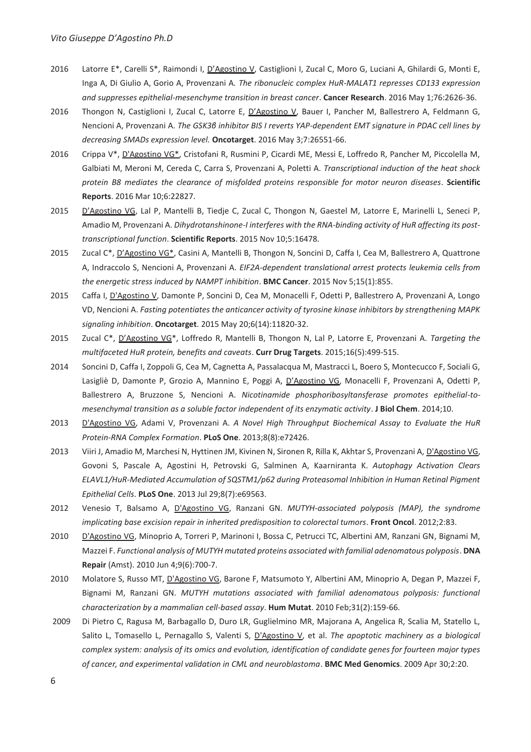2016 Latorre E*, Carelli S*, Raimondi I, D'Agostino V, Castiglioni I, Zucal C, Moro G, Luciani A, Ghilardi G, Monti E, Inga A, Di Giulio A, Gorio A, Provenzani A. *The ribonucleic complex HuR-MALAT1 represses CD133 expression and suppresses epithelial-mesenchyme transition in breast cancer*. **Cancer Research**. 2016 May 1;76:2626-36.

2016 Thongon N, Castiglioni I, Zucal C, Latorre E, D'Agostino V, Bauer I, Pancher M, Ballestrero A, Feldmann G, Nencioni A, Provenzani A. *The GSK3β inhibitor BIS I reverts YAP-dependent EMT signature in PDAC cell lines by decreasing SMADs expression level.* **Oncotarget**. 2016 May 3;7:26551-66.

2016 Crippa V*, D'Agostino VG*, Cristofani R, Rusmini P, Cicardi ME, Messi E, Loffredo R, Pancher M, Piccolella M, Galbiati M, Meroni M, Cereda C, Carra S, Provenzani A, Poletti A. *Transcriptional induction of the heat shock protein B8 mediates the clearance of misfolded proteins responsible for motor neuron diseases*. **Scientific Reports**. 2016 Mar 10;6:22827.

2015 D'Agostino VG, Lal P, Mantelli B, Tiedje C, Zucal C, Thongon N, Gaestel M, Latorre E, Marinelli L, Seneci P, Amadio M, Provenzani A. *Dihydrotanshinone-I interferes with the RNA-binding activity of HuR affecting its post-transcriptional function*. **Scientific Reports**. 2015 Nov 10;5:16478.

2015 Zucal C*, D'Agostino VG*, Casini A, Mantelli B, Thongon N, Soncini D, Caffa I, Cea M, Ballestrero A, Quattrone A, Indraccolo S, Nencioni A, Provenzani A. *EIF2A-dependent translational arrest protects leukemia cells from the energetic stress induced by NAMPT inhibition*. **BMC Cancer**. 2015 Nov 5;15(1):855.

2015 Caffa I, D'Agostino V, Damonte P, Soncini D, Cea M, Monacelli F, Odetti P, Ballestrero A, Provenzani A, Longo VD, Nencioni A. *Fasting potentiates the anticancer activity of tyrosine kinase inhibitors by strengthening MAPK signaling inhibition*. **Oncotarget**. 2015 May 20;6(14):11820-32.

2015 Zucal C*, D'Agostino VG*, Loffredo R, Mantelli B, Thongon N, Lal P, Latorre E, Provenzani A. *Targeting the multifaceted HuR protein, benefits and caveats*. **Curr Drug Targets**. 2015;16(5):499-515.

2014 Soncini D, Caffa I, Zoppoli G, Cea M, Cagnetta A, Passalacqua M, Mastracci L, Boero S, Montecucco F, Sociali G, Lasigliè D, Damonte P, Grozio A, Mannino E, Poggi A, D'Agostino VG, Monacelli F, Provenzani A, Odetti P, Ballestrero A, Bruzzone S, Nencioni A. *Nicotinamide phosphoribosyltansferase promotes epithelial-to-mesenchymal transition as a soluble factor independent of its enzymatic activity*. **J Biol Chem**. 2014;10.

2013 D'Agostino VG, Adami V, Provenzani A. *A Novel High Throughput Biochemical Assay to Evaluate the HuR Protein-RNA Complex Formation*. **PLoS One**. 2013;8(8):e72426.

2013 Viiri J, Amadio M, Marchesi N, Hyttinen JM, Kivinen N, Sironen R, Rilla K, Akhtar S, Provenzani A, D'Agostino VG, Govoni S, Pascale A, Agostini H, Petrovski G, Salminen A, Kaarniranta K. *Autophagy Activation Clears ELAVL1/HuR-Mediated Accumulation of SQSTM1/p62 during Proteasomal Inhibition in Human Retinal Pigment Epithelial Cells*. **PLoS One**. 2013 Jul 29;8(7):e69563.

2012 Venesio T, Balsamo A, D'Agostino VG, Ranzani GN. *MUTYH-associated polyposis (MAP), the syndrome implicating base excision repair in inherited predisposition to colorectal tumors*. **Front Oncol**. 2012;2:83.

2010 D'Agostino VG, Minoprio A, Torreri P, Marinoni I, Bossa C, Petrucci TC, Albertini AM, Ranzani GN, Bignami M, Mazzei F. *Functional analysis of MUTYH mutated proteins associated with familial adenomatous polyposis*. **DNA Repair** (Amst). 2010 Jun 4;9(6):700-7.

2010 Molatore S, Russo MT, D'Agostino VG, Barone F, Matsumoto Y, Albertini AM, Minoprio A, Degan P, Mazzei F, Bignami M, Ranzani GN. *MUTYH mutations associated with familial adenomatous polyposis: functional characterization by a mammalian cell-based assay*. **Hum Mutat**. 2010 Feb;31(2):159-66.

2009 Di Pietro C, Ragusa M, Barbagallo D, Duro LR, Guglielmino MR, Majorana A, Angelica R, Scalia M, Statello L, Salito L, Tomasello L, Pernagallo S, Valenti S, D'Agostino V, et al. *The apoptotic machinery as a biological complex system: analysis of its omics and evolution, identification of candidate genes for fourteen major types of cancer, and experimental validation in CML and neuroblastoma*. **BMC Med Genomics**. 2009 Apr 30;2:20.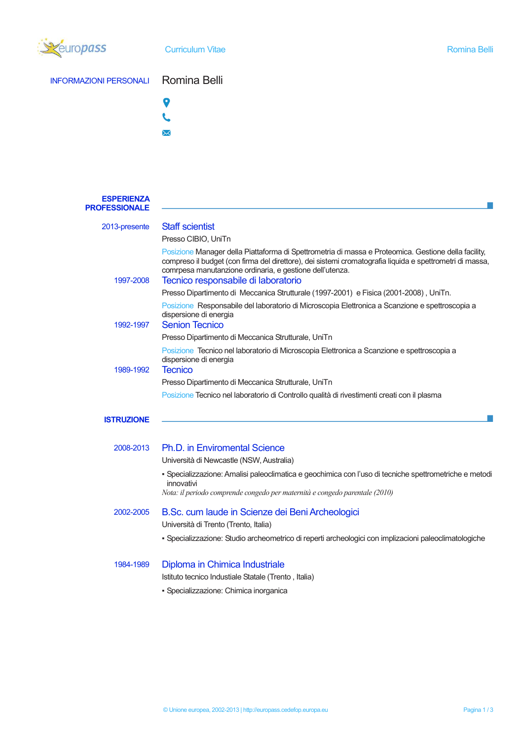Curriculum Vitae

## INFORMAZIONI PERSONALI

# Romina Belli

## ESPERIENZA PROFESSIONALE

**2013-presente**

### Staff scientist

Presso CIBIO, UniTn

Posizione Manager della Piattaforma di Spettrometria di massa e Proteomica. Gestione della facility, compreso il budget (con firma del direttore), dei sistemi cromatografia liquida e spettrometri di massa, comrpesa manutanzione ordinaria, e gestione dell'utenza.

**1997-2008**

### Tecnico responsabile di laboratorio

Presso Dipartimento di Meccanica Strutturale (1997-2001) e Fisica (2001-2008) , UniTn.

Posizione Responsabile del laboratorio di Microscopia Elettronica a Scanzione e spettroscopia a dispersione di energia

**1992-1997**

### Senion Tecnico

Presso Dipartimento di Meccanica Strutturale, UniTn

Posizione Tecnico nel laboratorio di Microscopia Elettronica a Scanzione e spettroscopia a dispersione di energia

**1989-1992**

### Tecnico

Presso Dipartimento di Meccanica Strutturale, UniTn

Posizione Tecnico nel laboratorio di Controllo qualità di rivestimenti creati con il plasma

## ISTRUZIONE

**2008-2013**

### Ph.D. in Enviromental Science

Università di Newcastle (NSW, Australia)

- Specializzazione: Amalisi paleoclimatica e geochimica con l'uso di tecniche spettrometriche e metodi innovativi

*Nota: il periodo comprende congedo per maternità e congedo parentale (2010)*

**2002-2005**

### B.Sc. cum laude in Scienze dei Beni Archeologici

Università di Trento (Trento, Italia)

- Specializzazione: Studio archeometrico di reperti archeologici con implicazioni paleoclimatologiche

**1984-1989**

### Diploma in Chimica Industriale

Istituto tecnico Industiale Statale (Trento , Italia)

- Specializzazione: Chimica inorganica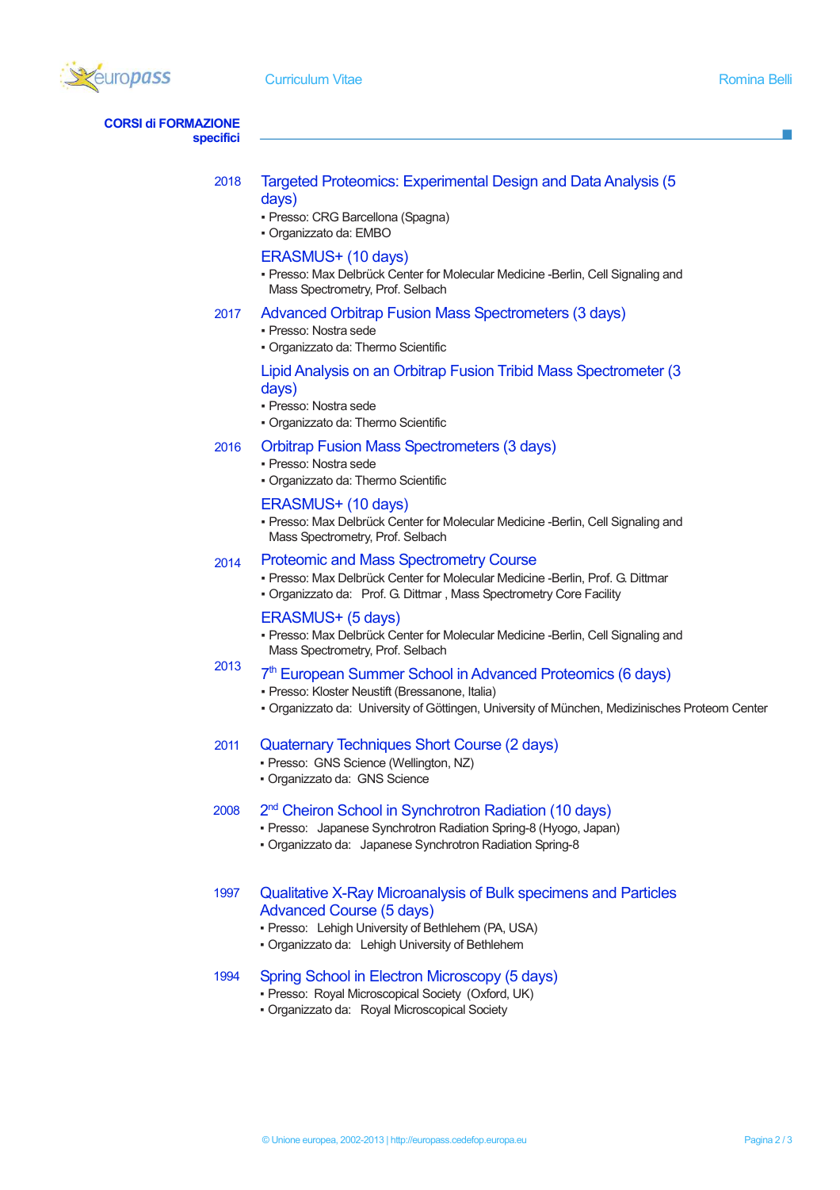## CORSI di FORMAZIONE specifici

**2018**

### Targeted Proteomics: Experimental Design and Data Analysis (5 days)

- Presso: CRG Barcellona (Spagna)
- Organizzato da: EMBO

### ERASMUS+ (10 days)

- Presso: Max Delbrück Center for Molecular Medicine -Berlin, Cell Signaling and Mass Spectrometry, Prof. Selbach

**2017**

### Advanced Orbitrap Fusion Mass Spectrometers (3 days)

- Presso: Nostra sede
- Organizzato da: Thermo Scientific

### Lipid Analysis on an Orbitrap Fusion Tribid Mass Spectrometer (3 days)

- Presso: Nostra sede
- Organizzato da: Thermo Scientific

**2016**

### Orbitrap Fusion Mass Spectrometers (3 days)

- Presso: Nostra sede
- Organizzato da: Thermo Scientific

### ERASMUS+ (10 days)

- Presso: Max Delbrück Center for Molecular Medicine -Berlin, Cell Signaling and Mass Spectrometry, Prof. Selbach

**2014**

### Proteomic and Mass Spectrometry Course

- Presso: Max Delbrück Center for Molecular Medicine -Berlin, Prof. G. Dittmar
- Organizzato da: Prof. G. Dittmar , Mass Spectrometry Core Facility

### ERASMUS+ (5 days)

- Presso: Max Delbrück Center for Molecular Medicine -Berlin, Cell Signaling and Mass Spectrometry, Prof. Selbach

**2013**

### 7th European Summer School in Advanced Proteomics (6 days)

- Presso: Kloster Neustift (Bressanone, Italia)
- Organizzato da: University of Göttingen, University of München, Medizinisches Proteom Center

**2011**

### Quaternary Techniques Short Course (2 days)

- Presso: GNS Science (Wellington, NZ)
- Organizzato da: GNS Science

**2008**

### 2nd Cheiron School in Synchrotron Radiation (10 days)

- Presso: Japanese Synchrotron Radiation Spring-8 (Hyogo, Japan)
- Organizzato da: Japanese Synchrotron Radiation Spring-8

**1997**

### Qualitative X-Ray Microanalysis of Bulk specimens and Particles Advanced Course (5 days)

- Presso: Lehigh University of Bethlehem (PA, USA)
- Organizzato da: Lehigh University of Bethlehem

**1994**

### Spring School in Electron Microscopy (5 days)

- Presso: Royal Microscopical Society (Oxford, UK)
- Organizzato da: Royal Microscopical Society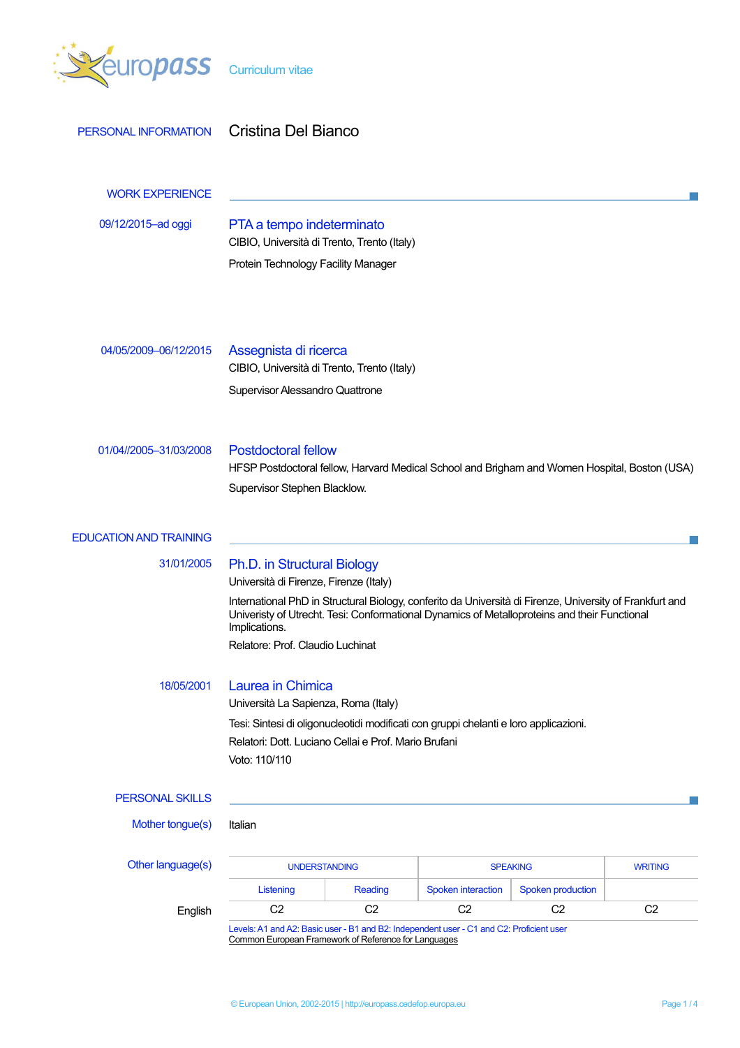# Curriculum vitae

## PERSONAL INFORMATION

**Cristina Del Bianco**

## WORK EXPERIENCE

**09/12/2015–ad oggi**

### PTA a tempo indeterminato

CIBIO, Università di Trento, Trento (Italy)

Protein Technology Facility Manager

**04/05/2009–06/12/2015**

### Assegnista di ricerca

CIBIO, Università di Trento, Trento (Italy)

Supervisor Alessandro Quattrone

**01/04//2005–31/03/2008**

### Postdoctoral fellow

HFSP Postdoctoral fellow, Harvard Medical School and Brigham and Women Hospital, Boston (USA)

Supervisor Stephen Blacklow.

## EDUCATION AND TRAINING

**31/01/2005**

### Ph.D. in Structural Biology

Università di Firenze, Firenze (Italy)

International PhD in Structural Biology, conferito da Università di Firenze, University of Frankfurt and Univeristy of Utrecht. Tesi: Conformational Dynamics of Metalloproteins and their Functional Implications.

Relatore: Prof. Claudio Luchinat

**18/05/2001**

### Laurea in Chimica

Università La Sapienza, Roma (Italy)

Tesi: Sintesi di oligonucleotidi modificati con gruppi chelanti e loro applicazioni.

Relatori: Dott. Luciano Cellai e Prof. Mario Brufani

Voto: 110/110

## PERSONAL SKILLS

**Mother tongue(s)**: Italian

**Other language(s)**

| | UNDERSTANDING | | SPEAKING | | WRITING |
|---|---|---|---|---|---|
| | Listening | Reading | Spoken interaction | Spoken production | |
| English | C2 | C2 | C2 | C2 | C2 |

Levels: A1 and A2: Basic user - B1 and B2: Independent user - C1 and C2: Proficient user
Common European Framework of Reference for Languages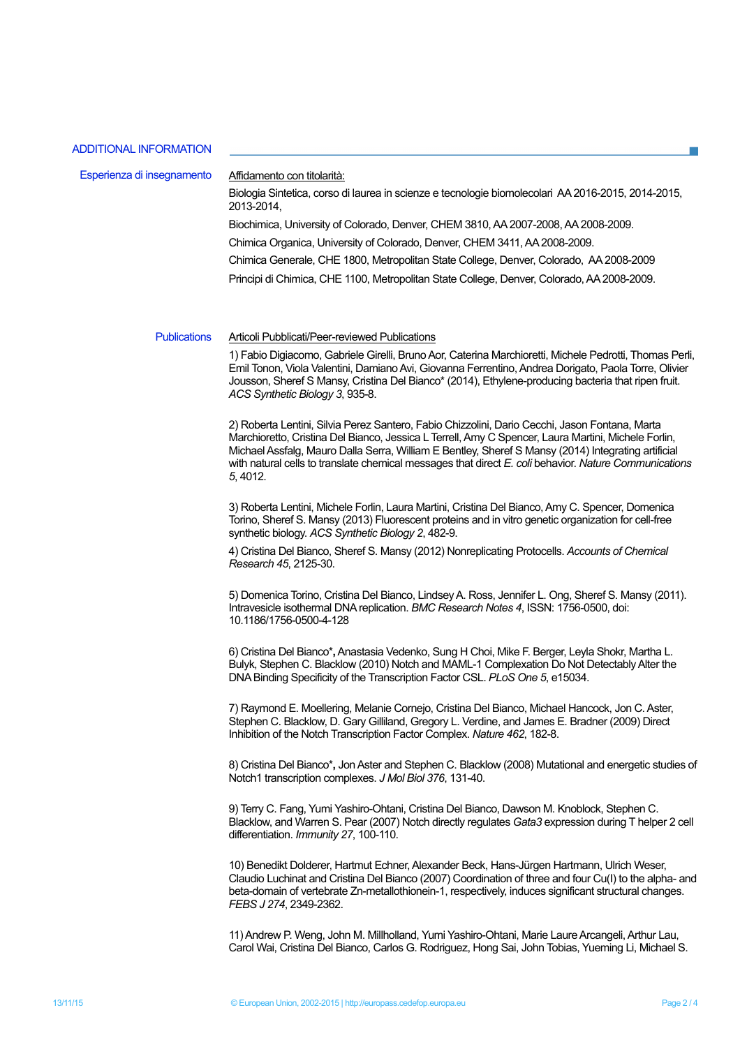## ADDITIONAL INFORMATION

**Esperienza di insegnamento**

<u>Affidamento con titolarità:</u>

Biologia Sintetica, corso di laurea in scienze e tecnologie biomolecolari AA 2016-2015, 2014-2015, 2013-2014,

Biochimica, University of Colorado, Denver, CHEM 3810, AA 2007-2008, AA 2008-2009.

Chimica Organica, University of Colorado, Denver, CHEM 3411, AA 2008-2009.

Chimica Generale, CHE 1800, Metropolitan State College, Denver, Colorado, AA 2008-2009

Principi di Chimica, CHE 1100, Metropolitan State College, Denver, Colorado, AA 2008-2009.

**Publications**

<u>Articoli Pubblicati/Peer-reviewed Publications</u>

1) Fabio Digiacomo, Gabriele Girelli, Bruno Aor, Caterina Marchioretti, Michele Pedrotti, Thomas Perli, Emil Tonon, Viola Valentini, Damiano Avi, Giovanna Ferrentino, Andrea Dorigato, Paola Torre, Olivier Jousson, Sheref S Mansy, Cristina Del Bianco* (2014), Ethylene-producing bacteria that ripen fruit. *ACS Synthetic Biology 3*, 935-8.

2) Roberta Lentini, Silvia Perez Santero, Fabio Chizzolini, Dario Cecchi, Jason Fontana, Marta Marchioretto, Cristina Del Bianco, Jessica L Terrell, Amy C Spencer, Laura Martini, Michele Forlin, Michael Assfalg, Mauro Dalla Serra, William E Bentley, Sheref S Mansy (2014) Integrating artificial with natural cells to translate chemical messages that direct *E. coli* behavior. *Nature Communications 5*, 4012.

3) Roberta Lentini, Michele Forlin, Laura Martini, Cristina Del Bianco, Amy C. Spencer, Domenica Torino, Sheref S. Mansy (2013) Fluorescent proteins and in vitro genetic organization for cell-free synthetic biology. *ACS Synthetic Biology 2*, 482-9.

4) Cristina Del Bianco, Sheref S. Mansy (2012) Nonreplicating Protocells. *Accounts of Chemical Research 45*, 2125-30.

5) Domenica Torino, Cristina Del Bianco, Lindsey A. Ross, Jennifer L. Ong, Sheref S. Mansy (2011). Intravesicle isothermal DNA replication. *BMC Research Notes 4*, ISSN: 1756-0500, doi: 10.1186/1756-0500-4-128

6) Cristina Del Bianco***,** Anastasia Vedenko, Sung H Choi, Mike F. Berger, Leyla Shokr, Martha L. Bulyk, Stephen C. Blacklow (2010) Notch and MAML-1 Complexation Do Not Detectably Alter the DNA Binding Specificity of the Transcription Factor CSL. *PLoS One 5*, e15034.

7) Raymond E. Moellering, Melanie Cornejo, Cristina Del Bianco, Michael Hancock, Jon C. Aster, Stephen C. Blacklow, D. Gary Gilliland, Gregory L. Verdine, and James E. Bradner (2009) Direct Inhibition of the Notch Transcription Factor Complex. *Nature 462*, 182-8.

8) Cristina Del Bianco***,** Jon Aster and Stephen C. Blacklow (2008) Mutational and energetic studies of Notch1 transcription complexes. *J Mol Biol 376*, 131-40.

9) Terry C. Fang, Yumi Yashiro-Ohtani, Cristina Del Bianco, Dawson M. Knoblock, Stephen C. Blacklow, and Warren S. Pear (2007) Notch directly regulates *Gata3* expression during T helper 2 cell differentiation. *Immunity 27*, 100-110.

10) Benedikt Dolderer, Hartmut Echner, Alexander Beck, Hans-Jürgen Hartmann, Ulrich Weser, Claudio Luchinat and Cristina Del Bianco (2007) Coordination of three and four Cu(I) to the alpha- and beta-domain of vertebrate Zn-metallothionein-1, respectively, induces significant structural changes. *FEBS J 274*, 2349-2362.

11) Andrew P. Weng, John M. Millholland, Yumi Yashiro-Ohtani, Marie Laure Arcangeli, Arthur Lau, Carol Wai, Cristina Del Bianco, Carlos G. Rodriguez, Hong Sai, John Tobias, Yueming Li, Michael S.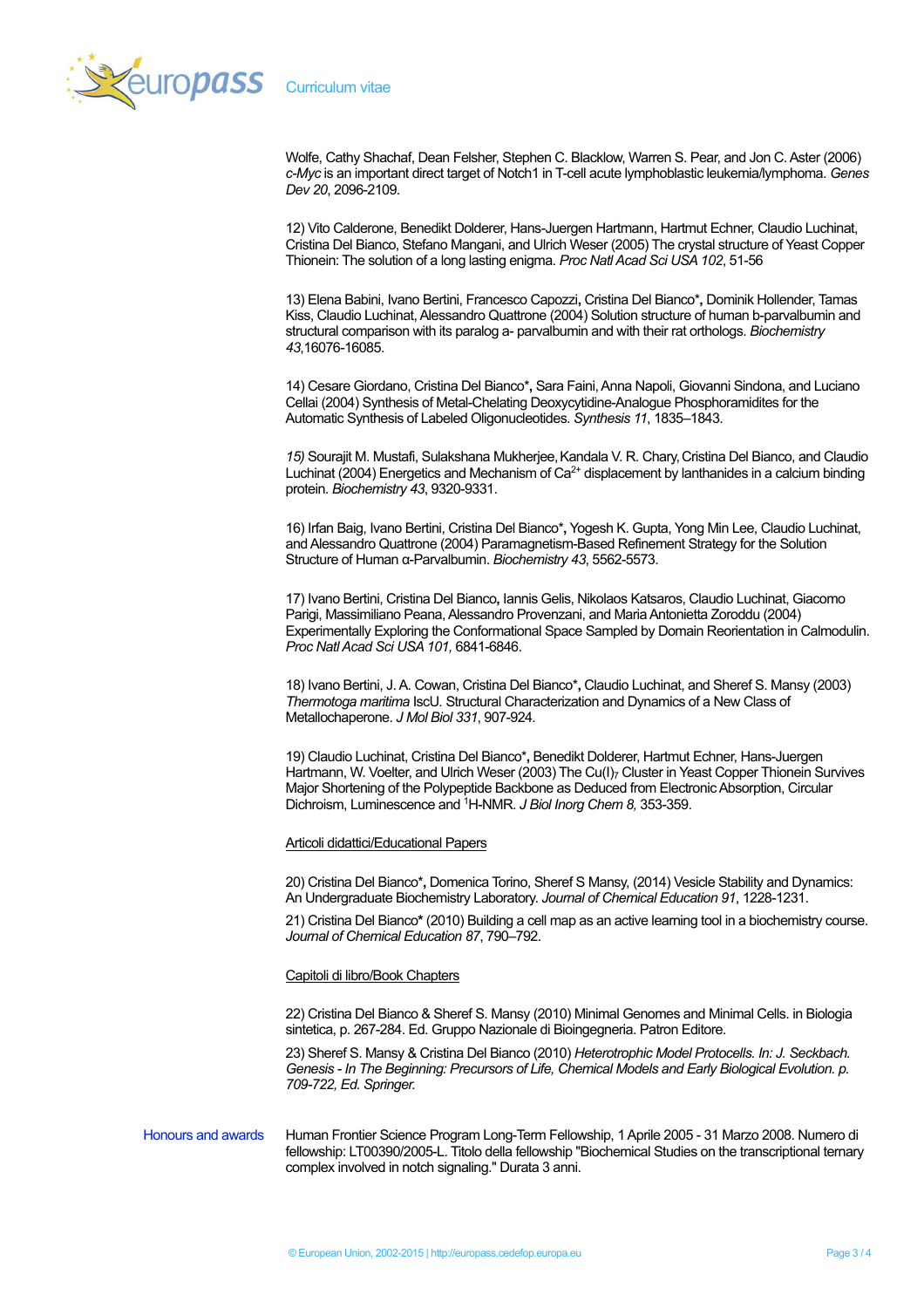Wolfe, Cathy Shachaf, Dean Felsher, Stephen C. Blacklow, Warren S. Pear, and Jon C. Aster (2006) *c-Myc* is an important direct target of Notch1 in T-cell acute lymphoblastic leukemia/lymphoma. *Genes Dev 20*, 2096-2109.

12) Vito Calderone, Benedikt Dolderer, Hans-Juergen Hartmann, Hartmut Echner, Claudio Luchinat, Cristina Del Bianco, Stefano Mangani, and Ulrich Weser (2005) The crystal structure of Yeast Copper Thionein: The solution of a long lasting enigma. *Proc Natl Acad Sci USA 102*, 51-56

13) Elena Babini, Ivano Bertini, Francesco Capozzi, Cristina Del Bianco*, Dominik Hollender, Tamas Kiss, Claudio Luchinat, Alessandro Quattrone (2004) Solution structure of human b-parvalbumin and structural comparison with its paralog a- parvalbumin and with their rat orthologs. *Biochemistry 43*,16076-16085.

14) Cesare Giordano, Cristina Del Bianco*, Sara Faini, Anna Napoli, Giovanni Sindona, and Luciano Cellai (2004) Synthesis of Metal-Chelating Deoxycytidine-Analogue Phosphoramidites for the Automatic Synthesis of Labeled Oligonucleotides. *Synthesis 11*, 1835–1843.

*15)* Sourajit M. Mustafi, Sulakshana Mukherjee, Kandala V. R. Chary, Cristina Del Bianco, and Claudio Luchinat (2004) Energetics and Mechanism of $Ca^{2+}$ displacement by lanthanides in a calcium binding protein. *Biochemistry 43*, 9320-9331.

16) Irfan Baig, Ivano Bertini, Cristina Del Bianco*, Yogesh K. Gupta, Yong Min Lee, Claudio Luchinat, and Alessandro Quattrone (2004) Paramagnetism-Based Refinement Strategy for the Solution Structure of Human α-Parvalbumin. *Biochemistry 43*, 5562-5573.

17) Ivano Bertini, Cristina Del Bianco, Iannis Gelis, Nikolaos Katsaros, Claudio Luchinat, Giacomo Parigi, Massimiliano Peana, Alessandro Provenzani, and Maria Antonietta Zoroddu (2004) Experimentally Exploring the Conformational Space Sampled by Domain Reorientation in Calmodulin. *Proc Natl Acad Sci USA 101,* 6841-6846.

18) Ivano Bertini, J. A. Cowan, Cristina Del Bianco*, Claudio Luchinat, and Sheref S. Mansy (2003) *Thermotoga maritima* IscU. Structural Characterization and Dynamics of a New Class of Metallochaperone. *J Mol Biol 331*, 907-924.

19) Claudio Luchinat, Cristina Del Bianco*, Benedikt Dolderer, Hartmut Echner, Hans-Juergen Hartmann, W. Voelter, and Ulrich Weser (2003) The $Cu(I)_7$ Cluster in Yeast Copper Thionein Survives Major Shortening of the Polypeptide Backbone as Deduced from Electronic Absorption, Circular Dichroism, Luminescence and $^{1}$H-NMR. *J Biol Inorg Chem 8,* 353-359.

Articoli didattici/Educational Papers

20) Cristina Del Bianco*, Domenica Torino, Sheref S Mansy, (2014) Vesicle Stability and Dynamics: An Undergraduate Biochemistry Laboratory. *Journal of Chemical Education 91*, 1228-1231.

21) Cristina Del Bianco* (2010) Building a cell map as an active learning tool in a biochemistry course. *Journal of Chemical Education 87*, 790–792.

Capitoli di libro/Book Chapters

22) Cristina Del Bianco & Sheref S. Mansy (2010) Minimal Genomes and Minimal Cells. in Biologia sintetica, p. 267-284. Ed. Gruppo Nazionale di Bioingegneria. Patron Editore.

23) Sheref S. Mansy & Cristina Del Bianco (2010) *Heterotrophic Model Protocells. In: J. Seckbach. Genesis - In The Beginning: Precursors of Life, Chemical Models and Early Biological Evolution. p. 709-722, Ed. Springer.*

**Honours and awards**

Human Frontier Science Program Long-Term Fellowship, 1 Aprile 2005 - 31 Marzo 2008. Numero di fellowship: LT00390/2005-L. Titolo della fellowship "Biochemical Studies on the transcriptional ternary complex involved in notch signaling." Durata 3 anni.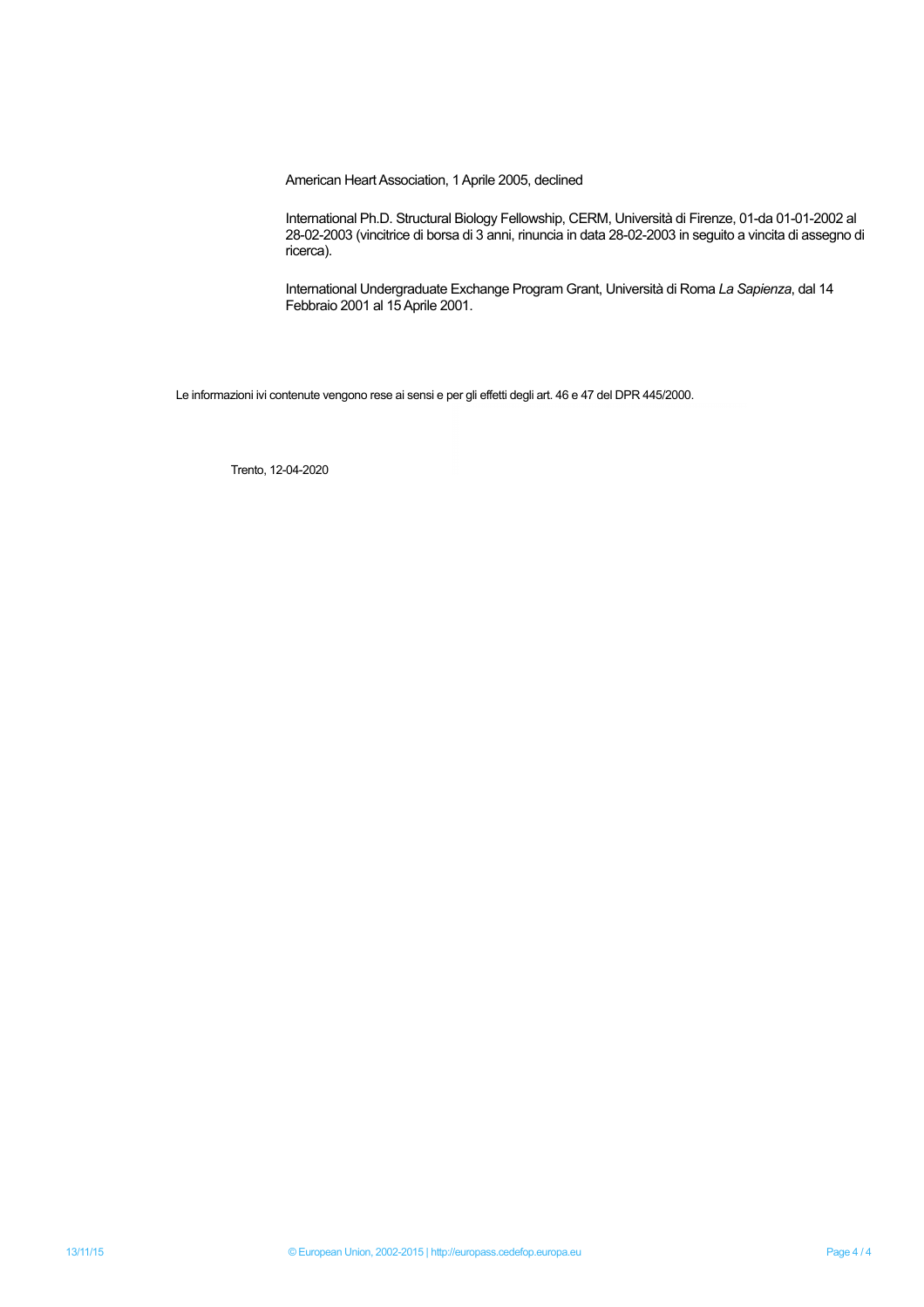American Heart Association, 1 Aprile 2005, declined

International Ph.D. Structural Biology Fellowship, CERM, Università di Firenze, 01-da 01-01-2002 al 28-02-2003 (vincitrice di borsa di 3 anni, rinuncia in data 28-02-2003 in seguito a vincita di assegno di ricerca).

International Undergraduate Exchange Program Grant, Università di Roma *La Sapienza*, dal 14 Febbraio 2001 al 15 Aprile 2001.

Le informazioni ivi contenute vengono rese ai sensi e per gli effetti degli art. 46 e 47 del DPR 445/2000.

Trento, 12-04-2020